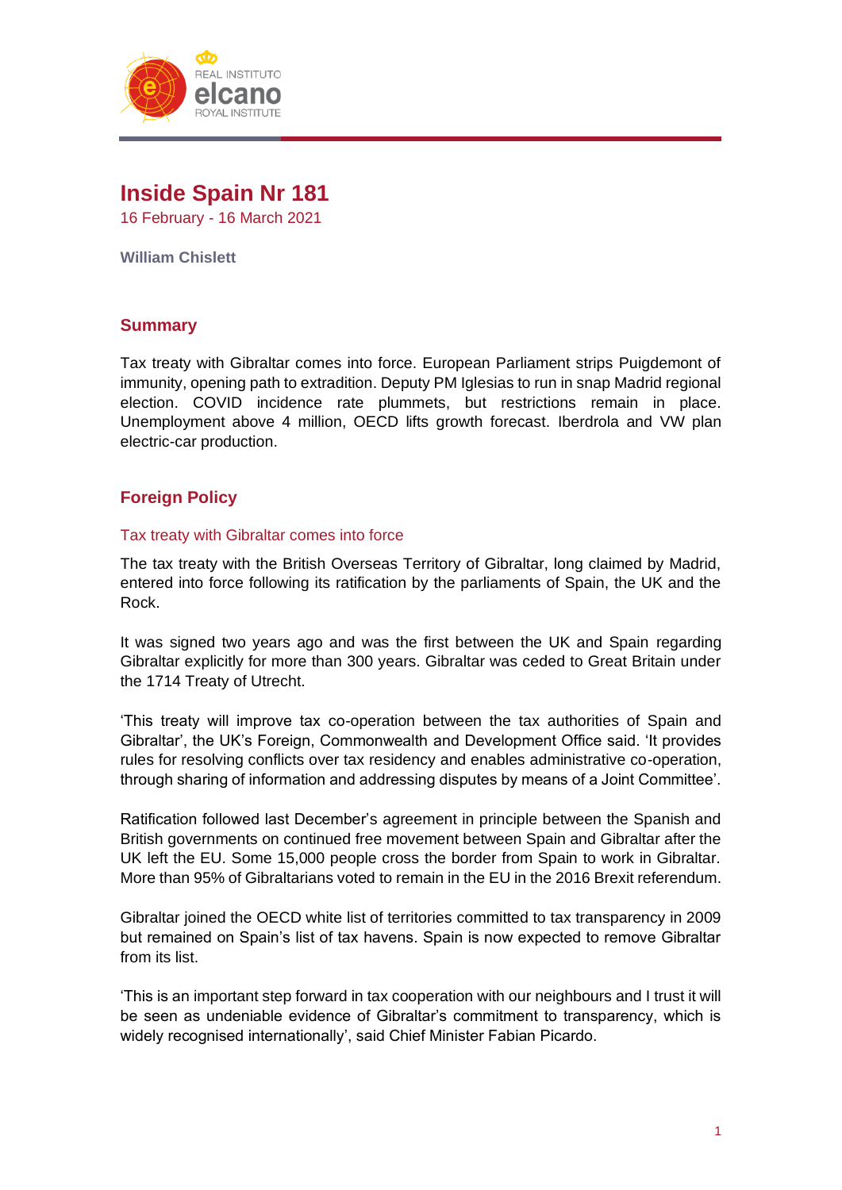# Inside Spain Nr 181

16 February - 16 March 2021

**William Chislett**

## Summary

Tax treaty with Gibraltar comes into force. European Parliament strips Puigdemont of immunity, opening path to extradition. Deputy PM Iglesias to run in snap Madrid regional election. COVID incidence rate plummets, but restrictions remain in place. Unemployment above 4 million, OECD lifts growth forecast. Iberdrola and VW plan electric-car production.

## Foreign Policy

### Tax treaty with Gibraltar comes into force

The tax treaty with the British Overseas Territory of Gibraltar, long claimed by Madrid, entered into force following its ratification by the parliaments of Spain, the UK and the Rock.

It was signed two years ago and was the first between the UK and Spain regarding Gibraltar explicitly for more than 300 years. Gibraltar was ceded to Great Britain under the 1714 Treaty of Utrecht.

'This treaty will improve tax co-operation between the tax authorities of Spain and Gibraltar', the UK's Foreign, Commonwealth and Development Office said. 'It provides rules for resolving conflicts over tax residency and enables administrative co-operation, through sharing of information and addressing disputes by means of a Joint Committee'.

Ratification followed last December's agreement in principle between the Spanish and British governments on continued free movement between Spain and Gibraltar after the UK left the EU. Some 15,000 people cross the border from Spain to work in Gibraltar. More than 95% of Gibraltarians voted to remain in the EU in the 2016 Brexit referendum.

Gibraltar joined the OECD white list of territories committed to tax transparency in 2009 but remained on Spain's list of tax havens. Spain is now expected to remove Gibraltar from its list.

'This is an important step forward in tax cooperation with our neighbours and I trust it will be seen as undeniable evidence of Gibraltar's commitment to transparency, which is widely recognised internationally', said Chief Minister Fabian Picardo.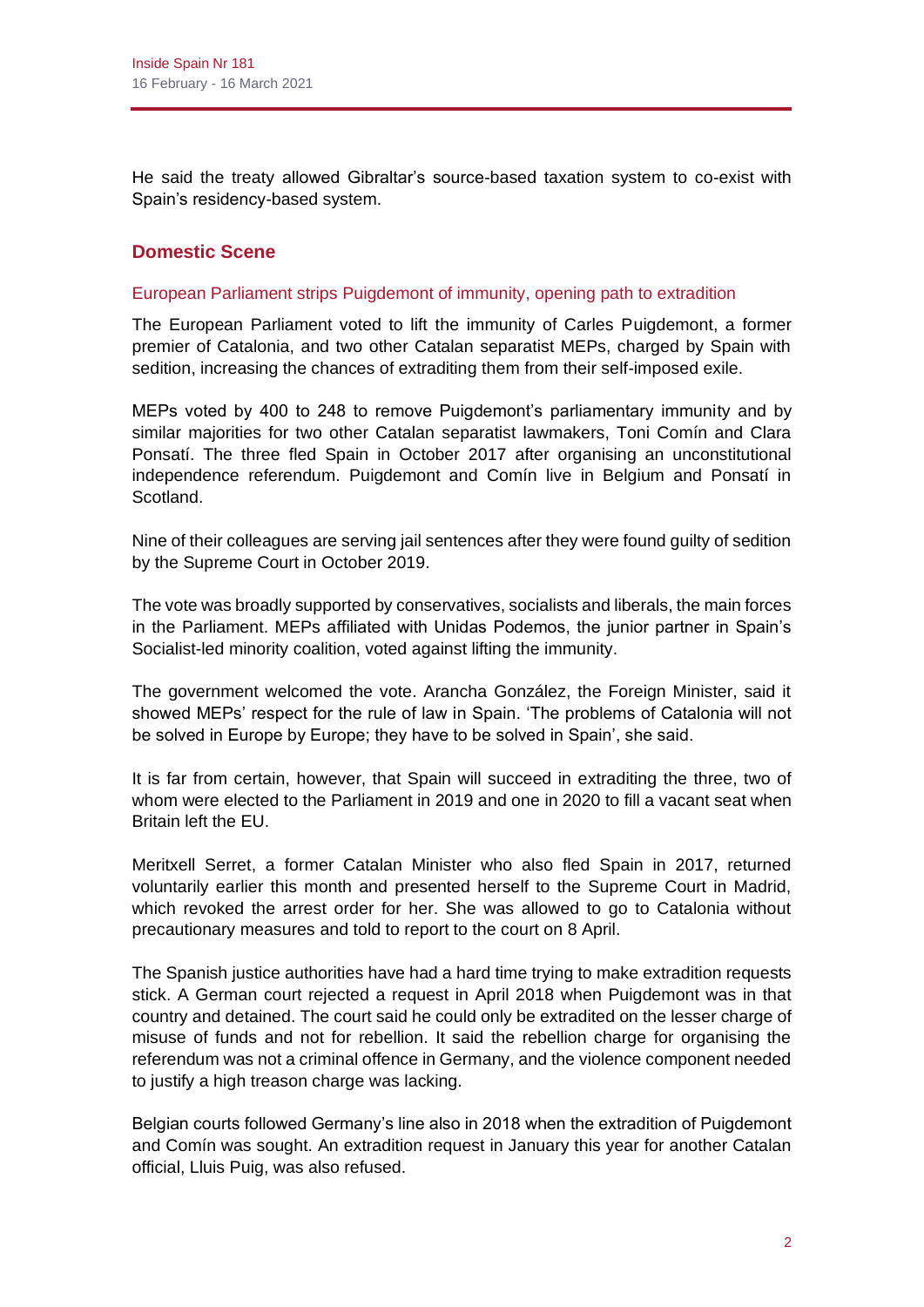He said the treaty allowed Gibraltar's source-based taxation system to co-exist with Spain's residency-based system.

## Domestic Scene

### European Parliament strips Puigdemont of immunity, opening path to extradition

The European Parliament voted to lift the immunity of Carles Puigdemont, a former premier of Catalonia, and two other Catalan separatist MEPs, charged by Spain with sedition, increasing the chances of extraditing them from their self-imposed exile.

MEPs voted by 400 to 248 to remove Puigdemont's parliamentary immunity and by similar majorities for two other Catalan separatist lawmakers, Toni Comín and Clara Ponsatí. The three fled Spain in October 2017 after organising an unconstitutional independence referendum. Puigdemont and Comín live in Belgium and Ponsatí in Scotland.

Nine of their colleagues are serving jail sentences after they were found guilty of sedition by the Supreme Court in October 2019.

The vote was broadly supported by conservatives, socialists and liberals, the main forces in the Parliament. MEPs affiliated with Unidas Podemos, the junior partner in Spain's Socialist-led minority coalition, voted against lifting the immunity.

The government welcomed the vote. Arancha González, the Foreign Minister, said it showed MEPs' respect for the rule of law in Spain. 'The problems of Catalonia will not be solved in Europe by Europe; they have to be solved in Spain', she said.

It is far from certain, however, that Spain will succeed in extraditing the three, two of whom were elected to the Parliament in 2019 and one in 2020 to fill a vacant seat when Britain left the EU.

Meritxell Serret, a former Catalan Minister who also fled Spain in 2017, returned voluntarily earlier this month and presented herself to the Supreme Court in Madrid, which revoked the arrest order for her. She was allowed to go to Catalonia without precautionary measures and told to report to the court on 8 April.

The Spanish justice authorities have had a hard time trying to make extradition requests stick. A German court rejected a request in April 2018 when Puigdemont was in that country and detained. The court said he could only be extradited on the lesser charge of misuse of funds and not for rebellion. It said the rebellion charge for organising the referendum was not a criminal offence in Germany, and the violence component needed to justify a high treason charge was lacking.

Belgian courts followed Germany's line also in 2018 when the extradition of Puigdemont and Comín was sought. An extradition request in January this year for another Catalan official, Lluis Puig, was also refused.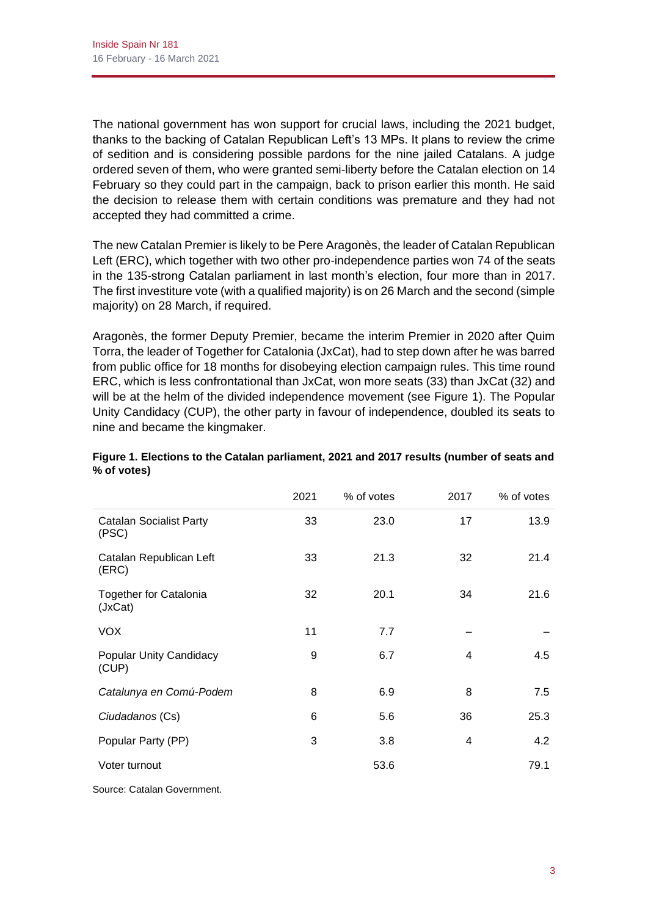The national government has won support for crucial laws, including the 2021 budget, thanks to the backing of Catalan Republican Left's 13 MPs. It plans to review the crime of sedition and is considering possible pardons for the nine jailed Catalans. A judge ordered seven of them, who were granted semi-liberty before the Catalan election on 14 February so they could part in the campaign, back to prison earlier this month. He said the decision to release them with certain conditions was premature and they had not accepted they had committed a crime.

The new Catalan Premier is likely to be Pere Aragonès, the leader of Catalan Republican Left (ERC), which together with two other pro-independence parties won 74 of the seats in the 135-strong Catalan parliament in last month's election, four more than in 2017. The first investiture vote (with a qualified majority) is on 26 March and the second (simple majority) on 28 March, if required.

Aragonès, the former Deputy Premier, became the interim Premier in 2020 after Quim Torra, the leader of Together for Catalonia (JxCat), had to step down after he was barred from public office for 18 months for disobeying election campaign rules. This time round ERC, which is less confrontational than JxCat, won more seats (33) than JxCat (32) and will be at the helm of the divided independence movement (see Figure 1). The Popular Unity Candidacy (CUP), the other party in favour of independence, doubled its seats to nine and became the kingmaker.

**Figure 1. Elections to the Catalan parliament, 2021 and 2017 results (number of seats and % of votes)**

| | 2021 | % of votes | 2017 | % of votes |
|---|---|---|---|---|
| Catalan Socialist Party (PSC) | 33 | 23.0 | 17 | 13.9 |
| Catalan Republican Left (ERC) | 33 | 21.3 | 32 | 21.4 |
| Together for Catalonia (JxCat) | 32 | 20.1 | 34 | 21.6 |
| VOX | 11 | 7.7 | – | – |
| Popular Unity Candidacy (CUP) | 9 | 6.7 | 4 | 4.5 |
| *Catalunya en Comú-Podem* | 8 | 6.9 | 8 | 7.5 |
| *Ciudadanos* (Cs) | 6 | 5.6 | 36 | 25.3 |
| Popular Party (PP) | 3 | 3.8 | 4 | 4.2 |
| Voter turnout | | 53.6 | | 79.1 |

Source: Catalan Government.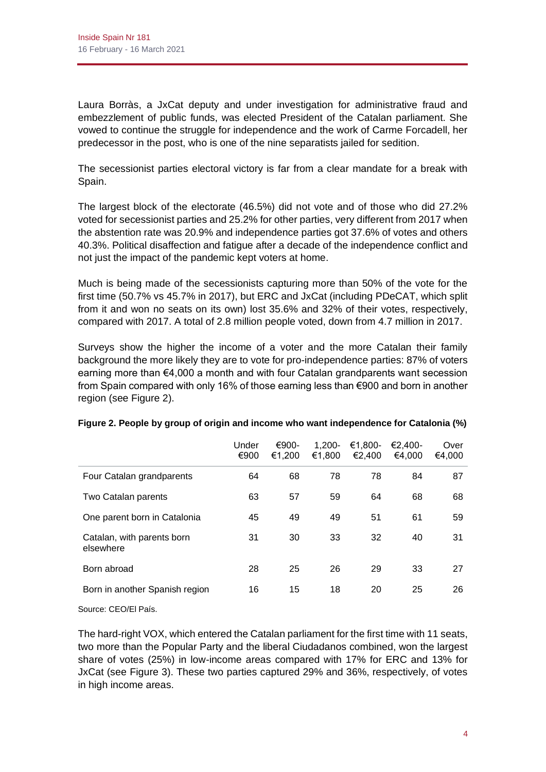Laura Borràs, a JxCat deputy and under investigation for administrative fraud and embezzlement of public funds, was elected President of the Catalan parliament. She vowed to continue the struggle for independence and the work of Carme Forcadell, her predecessor in the post, who is one of the nine separatists jailed for sedition.

The secessionist parties electoral victory is far from a clear mandate for a break with Spain.

The largest block of the electorate (46.5%) did not vote and of those who did 27.2% voted for secessionist parties and 25.2% for other parties, very different from 2017 when the abstention rate was 20.9% and independence parties got 37.6% of votes and others 40.3%. Political disaffection and fatigue after a decade of the independence conflict and not just the impact of the pandemic kept voters at home.

Much is being made of the secessionists capturing more than 50% of the vote for the first time (50.7% vs 45.7% in 2017), but ERC and JxCat (including PDeCAT, which split from it and won no seats on its own) lost 35.6% and 32% of their votes, respectively, compared with 2017. A total of 2.8 million people voted, down from 4.7 million in 2017.

Surveys show the higher the income of a voter and the more Catalan their family background the more likely they are to vote for pro-independence parties: 87% of voters earning more than €4,000 a month and with four Catalan grandparents want secession from Spain compared with only 16% of those earning less than €900 and born in another region (see Figure 2).

**Figure 2. People by group of origin and income who want independence for Catalonia (%)**

| | Under €900 | €900-€1,200 | 1,200-€1,800 | €1,800-€2,400 | €2,400-€4,000 | Over €4,000 |
|---|---|---|---|---|---|---|
| Four Catalan grandparents | 64 | 68 | 78 | 78 | 84 | 87 |
| Two Catalan parents | 63 | 57 | 59 | 64 | 68 | 68 |
| One parent born in Catalonia | 45 | 49 | 49 | 51 | 61 | 59 |
| Catalan, with parents born elsewhere | 31 | 30 | 33 | 32 | 40 | 31 |
| Born abroad | 28 | 25 | 26 | 29 | 33 | 27 |
| Born in another Spanish region | 16 | 15 | 18 | 20 | 25 | 26 |

Source: CEO/El País.

The hard-right VOX, which entered the Catalan parliament for the first time with 11 seats, two more than the Popular Party and the liberal Ciudadanos combined, won the largest share of votes (25%) in low-income areas compared with 17% for ERC and 13% for JxCat (see Figure 3). These two parties captured 29% and 36%, respectively, of votes in high income areas.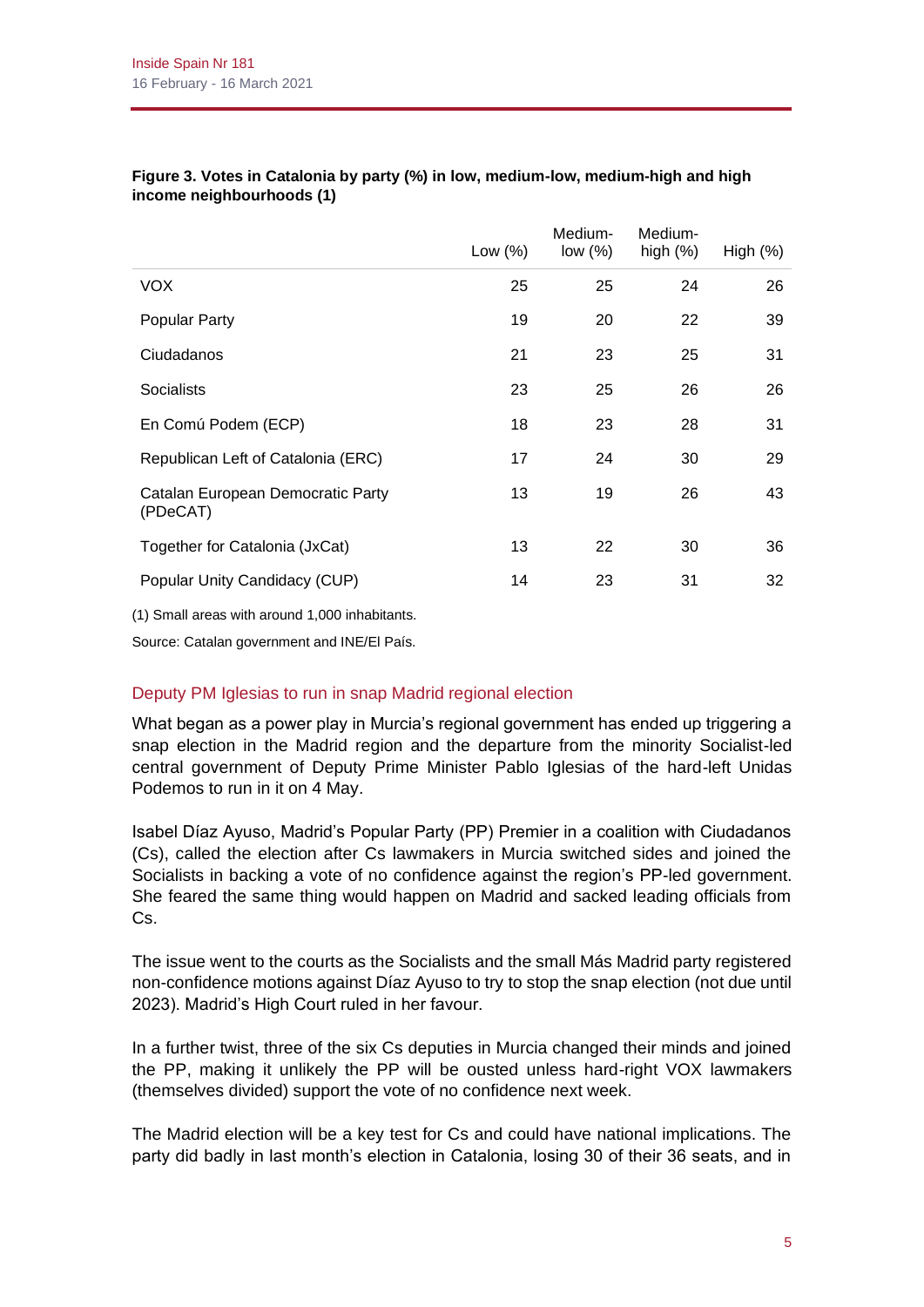**Figure 3. Votes in Catalonia by party (%) in low, medium-low, medium-high and high income neighbourhoods (1)**

| | Low (%) | Medium-low (%) | Medium-high (%) | High (%) |
|---|---|---|---|---|
| VOX | 25 | 25 | 24 | 26 |
| Popular Party | 19 | 20 | 22 | 39 |
| Ciudadanos | 21 | 23 | 25 | 31 |
| Socialists | 23 | 25 | 26 | 26 |
| En Comú Podem (ECP) | 18 | 23 | 28 | 31 |
| Republican Left of Catalonia (ERC) | 17 | 24 | 30 | 29 |
| Catalan European Democratic Party (PDeCAT) | 13 | 19 | 26 | 43 |
| Together for Catalonia (JxCat) | 13 | 22 | 30 | 36 |
| Popular Unity Candidacy (CUP) | 14 | 23 | 31 | 32 |

(1) Small areas with around 1,000 inhabitants.

Source: Catalan government and INE/El País.

## Deputy PM Iglesias to run in snap Madrid regional election

What began as a power play in Murcia's regional government has ended up triggering a snap election in the Madrid region and the departure from the minority Socialist-led central government of Deputy Prime Minister Pablo Iglesias of the hard-left Unidas Podemos to run in it on 4 May.

Isabel Díaz Ayuso, Madrid's Popular Party (PP) Premier in a coalition with Ciudadanos (Cs), called the election after Cs lawmakers in Murcia switched sides and joined the Socialists in backing a vote of no confidence against the region's PP-led government. She feared the same thing would happen on Madrid and sacked leading officials from Cs.

The issue went to the courts as the Socialists and the small Más Madrid party registered non-confidence motions against Díaz Ayuso to try to stop the snap election (not due until 2023). Madrid's High Court ruled in her favour.

In a further twist, three of the six Cs deputies in Murcia changed their minds and joined the PP, making it unlikely the PP will be ousted unless hard-right VOX lawmakers (themselves divided) support the vote of no confidence next week.

The Madrid election will be a key test for Cs and could have national implications. The party did badly in last month's election in Catalonia, losing 30 of their 36 seats, and in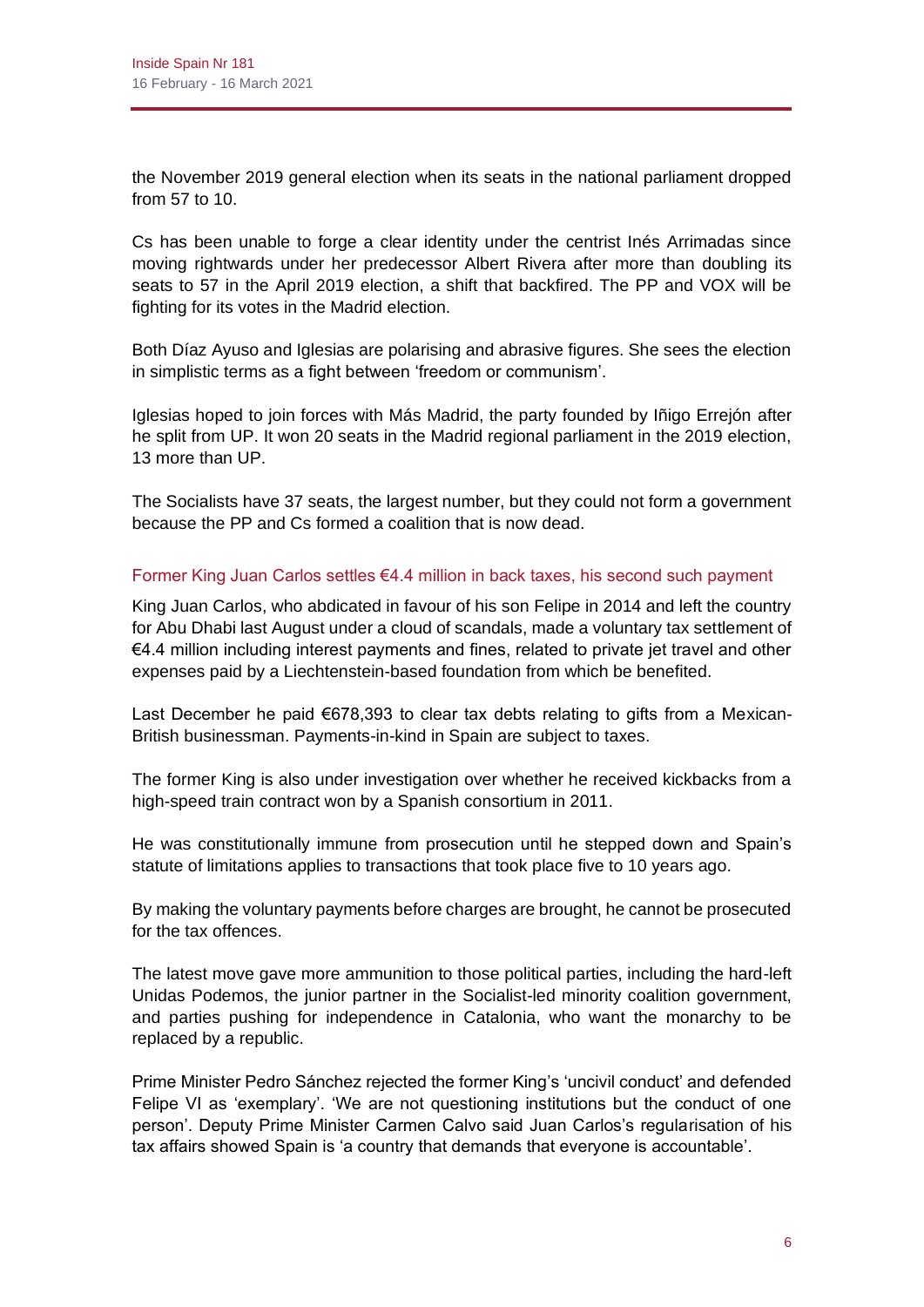the November 2019 general election when its seats in the national parliament dropped from 57 to 10.

Cs has been unable to forge a clear identity under the centrist Inés Arrimadas since moving rightwards under her predecessor Albert Rivera after more than doubling its seats to 57 in the April 2019 election, a shift that backfired. The PP and VOX will be fighting for its votes in the Madrid election.

Both Díaz Ayuso and Iglesias are polarising and abrasive figures. She sees the election in simplistic terms as a fight between 'freedom or communism'.

Iglesias hoped to join forces with Más Madrid, the party founded by Iñigo Errejón after he split from UP. It won 20 seats in the Madrid regional parliament in the 2019 election, 13 more than UP.

The Socialists have 37 seats, the largest number, but they could not form a government because the PP and Cs formed a coalition that is now dead.

### Former King Juan Carlos settles €4.4 million in back taxes, his second such payment

King Juan Carlos, who abdicated in favour of his son Felipe in 2014 and left the country for Abu Dhabi last August under a cloud of scandals, made a voluntary tax settlement of €4.4 million including interest payments and fines, related to private jet travel and other expenses paid by a Liechtenstein-based foundation from which be benefited.

Last December he paid €678,393 to clear tax debts relating to gifts from a Mexican-British businessman. Payments-in-kind in Spain are subject to taxes.

The former King is also under investigation over whether he received kickbacks from a high-speed train contract won by a Spanish consortium in 2011.

He was constitutionally immune from prosecution until he stepped down and Spain's statute of limitations applies to transactions that took place five to 10 years ago.

By making the voluntary payments before charges are brought, he cannot be prosecuted for the tax offences.

The latest move gave more ammunition to those political parties, including the hard-left Unidas Podemos, the junior partner in the Socialist-led minority coalition government, and parties pushing for independence in Catalonia, who want the monarchy to be replaced by a republic.

Prime Minister Pedro Sánchez rejected the former King's 'uncivil conduct' and defended Felipe VI as 'exemplary'. 'We are not questioning institutions but the conduct of one person'. Deputy Prime Minister Carmen Calvo said Juan Carlos's regularisation of his tax affairs showed Spain is 'a country that demands that everyone is accountable'.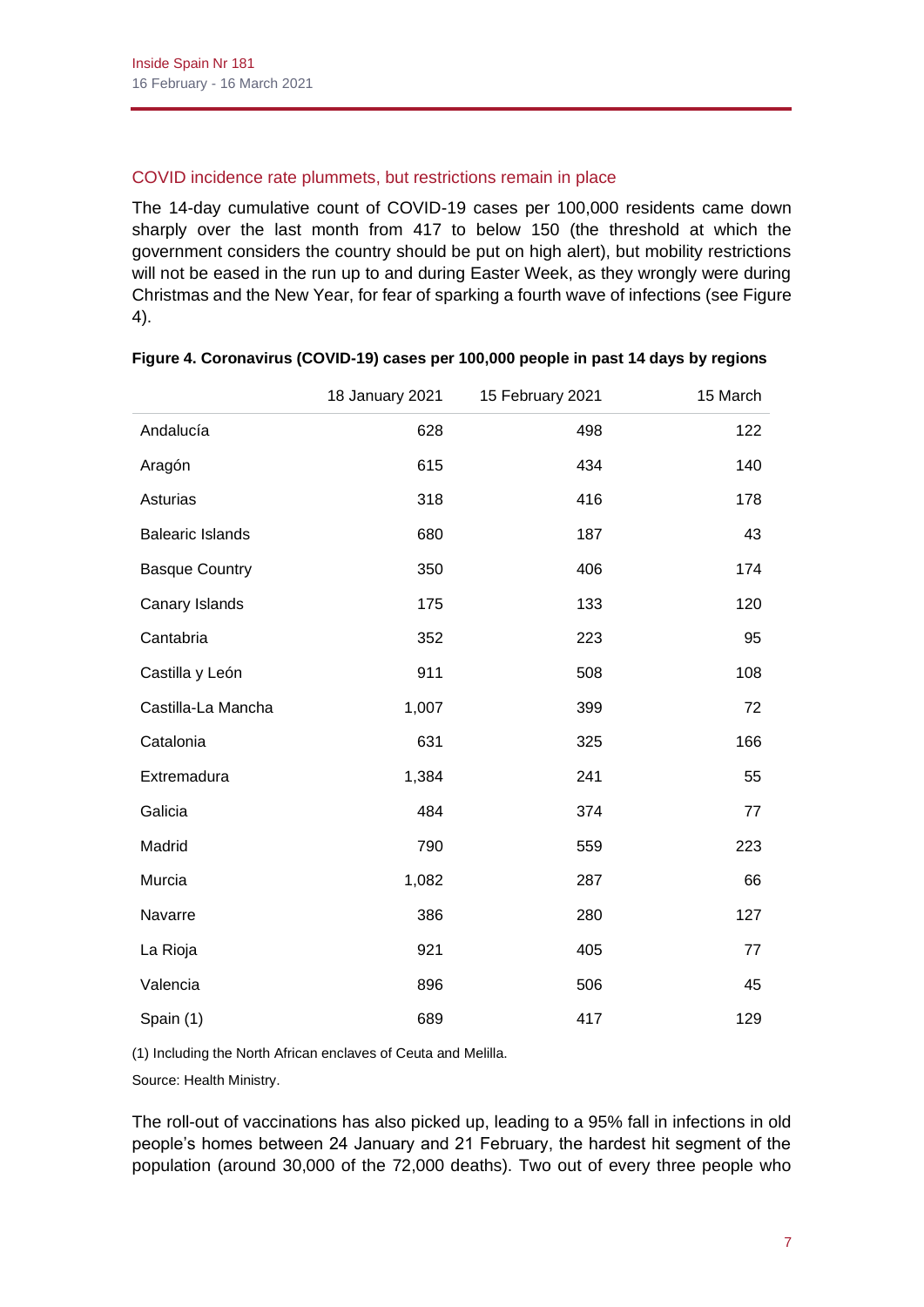## COVID incidence rate plummets, but restrictions remain in place

The 14-day cumulative count of COVID-19 cases per 100,000 residents came down sharply over the last month from 417 to below 150 (the threshold at which the government considers the country should be put on high alert), but mobility restrictions will not be eased in the run up to and during Easter Week, as they wrongly were during Christmas and the New Year, for fear of sparking a fourth wave of infections (see Figure 4).

**Figure 4. Coronavirus (COVID-19) cases per 100,000 people in past 14 days by regions**

| | 18 January 2021 | 15 February 2021 | 15 March |
|---|---|---|---|
| Andalucía | 628 | 498 | 122 |
| Aragón | 615 | 434 | 140 |
| Asturias | 318 | 416 | 178 |
| Balearic Islands | 680 | 187 | 43 |
| Basque Country | 350 | 406 | 174 |
| Canary Islands | 175 | 133 | 120 |
| Cantabria | 352 | 223 | 95 |
| Castilla y León | 911 | 508 | 108 |
| Castilla-La Mancha | 1,007 | 399 | 72 |
| Catalonia | 631 | 325 | 166 |
| Extremadura | 1,384 | 241 | 55 |
| Galicia | 484 | 374 | 77 |
| Madrid | 790 | 559 | 223 |
| Murcia | 1,082 | 287 | 66 |
| Navarre | 386 | 280 | 127 |
| La Rioja | 921 | 405 | 77 |
| Valencia | 896 | 506 | 45 |
| Spain (1) | 689 | 417 | 129 |

(1) Including the North African enclaves of Ceuta and Melilla.

Source: Health Ministry.

The roll-out of vaccinations has also picked up, leading to a 95% fall in infections in old people's homes between 24 January and 21 February, the hardest hit segment of the population (around 30,000 of the 72,000 deaths). Two out of every three people who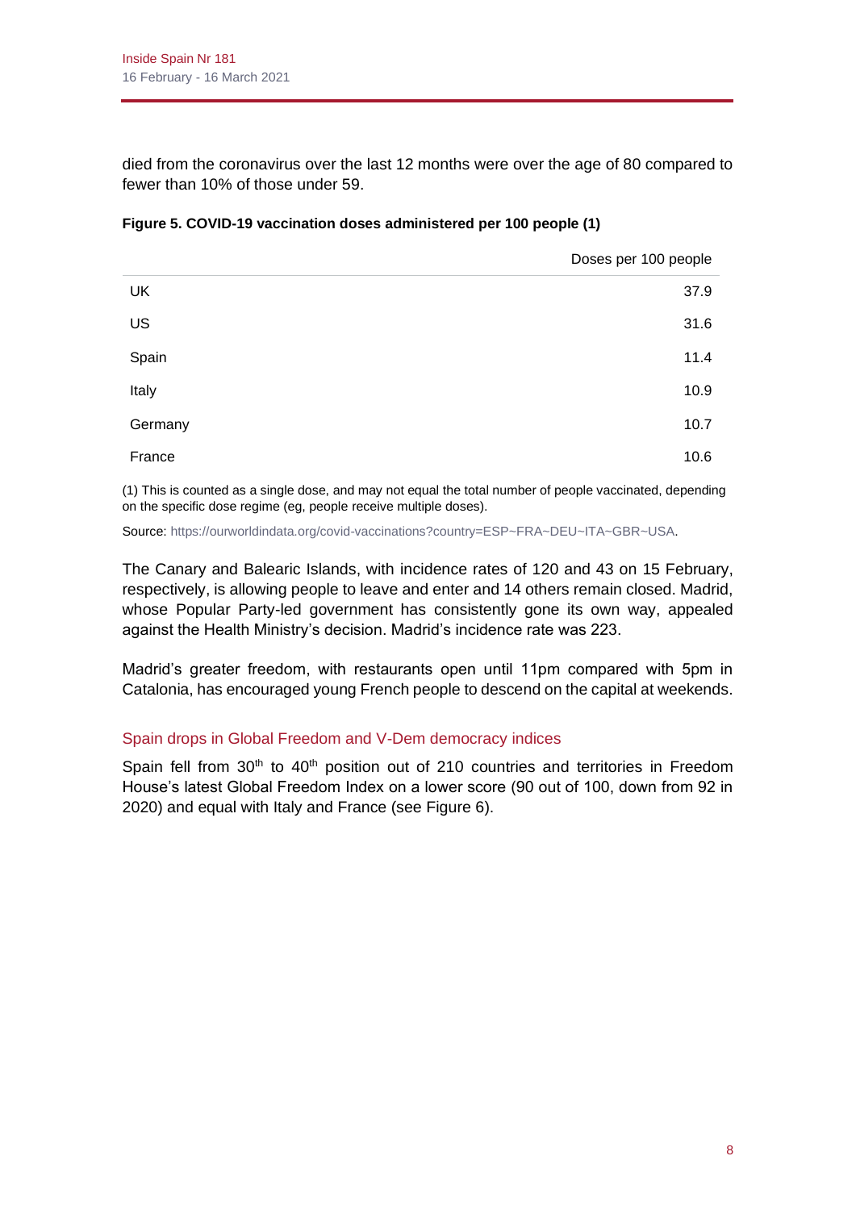died from the coronavirus over the last 12 months were over the age of 80 compared to fewer than 10% of those under 59.

**Figure 5. COVID-19 vaccination doses administered per 100 people (1)**

| | Doses per 100 people |
|---|---|
| UK | 37.9 |
| US | 31.6 |
| Spain | 11.4 |
| Italy | 10.9 |
| Germany | 10.7 |
| France | 10.6 |

(1) This is counted as a single dose, and may not equal the total number of people vaccinated, depending on the specific dose regime (eg, people receive multiple doses).

Source: https://ourworldindata.org/covid-vaccinations?country=ESP~FRA~DEU~ITA~GBR~USA.

The Canary and Balearic Islands, with incidence rates of 120 and 43 on 15 February, respectively, is allowing people to leave and enter and 14 others remain closed. Madrid, whose Popular Party-led government has consistently gone its own way, appealed against the Health Ministry's decision. Madrid's incidence rate was 223.

Madrid's greater freedom, with restaurants open until 11pm compared with 5pm in Catalonia, has encouraged young French people to descend on the capital at weekends.

## Spain drops in Global Freedom and V-Dem democracy indices

Spain fell from 30th to 40th position out of 210 countries and territories in Freedom House's latest Global Freedom Index on a lower score (90 out of 100, down from 92 in 2020) and equal with Italy and France (see Figure 6).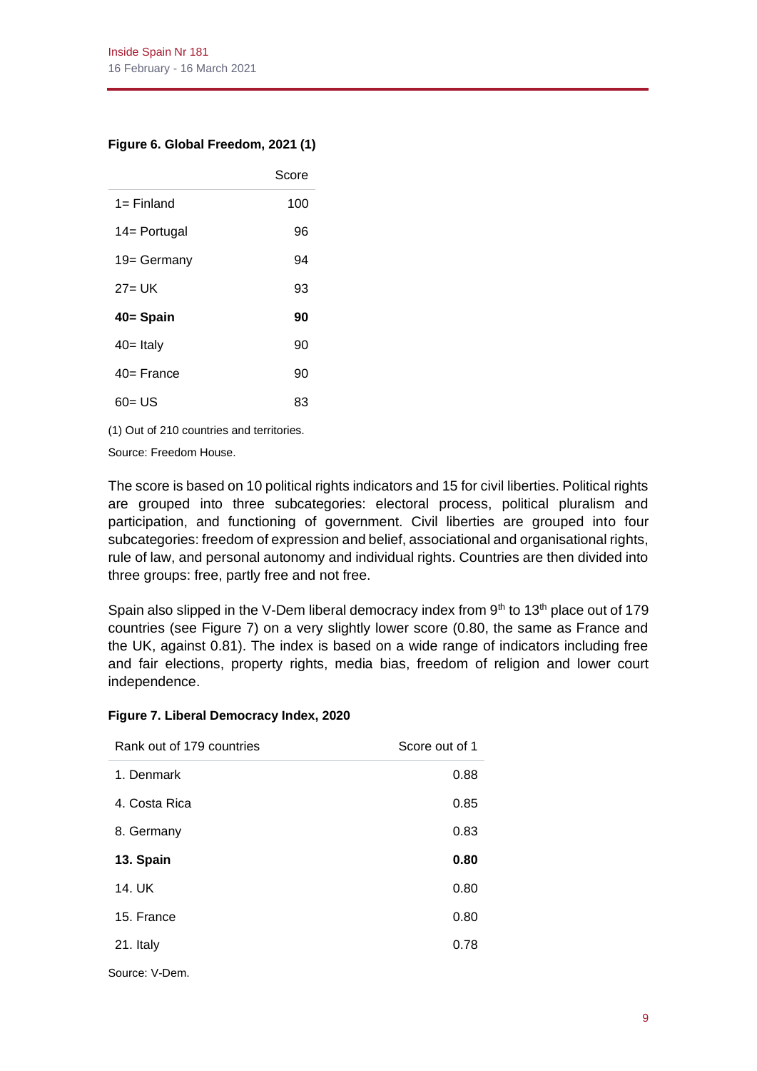**Figure 6. Global Freedom, 2021 (1)**

| | Score |
|---|---|
| 1= Finland | 100 |
| 14= Portugal | 96 |
| 19= Germany | 94 |
| 27= UK | 93 |
| **40= Spain** | **90** |
| 40= Italy | 90 |
| 40= France | 90 |
| 60= US | 83 |

(1) Out of 210 countries and territories.

Source: Freedom House.

The score is based on 10 political rights indicators and 15 for civil liberties. Political rights are grouped into three subcategories: electoral process, political pluralism and participation, and functioning of government. Civil liberties are grouped into four subcategories: freedom of expression and belief, associational and organisational rights, rule of law, and personal autonomy and individual rights. Countries are then divided into three groups: free, partly free and not free.

Spain also slipped in the V-Dem liberal democracy index from 9th to 13th place out of 179 countries (see Figure 7) on a very slightly lower score (0.80, the same as France and the UK, against 0.81). The index is based on a wide range of indicators including free and fair elections, property rights, media bias, freedom of religion and lower court independence.

**Figure 7. Liberal Democracy Index, 2020**

| Rank out of 179 countries | Score out of 1 |
|---|---|
| 1. Denmark | 0.88 |
| 4. Costa Rica | 0.85 |
| 8. Germany | 0.83 |
| **13. Spain** | **0.80** |
| 14. UK | 0.80 |
| 15. France | 0.80 |
| 21. Italy | 0.78 |

Source: V-Dem.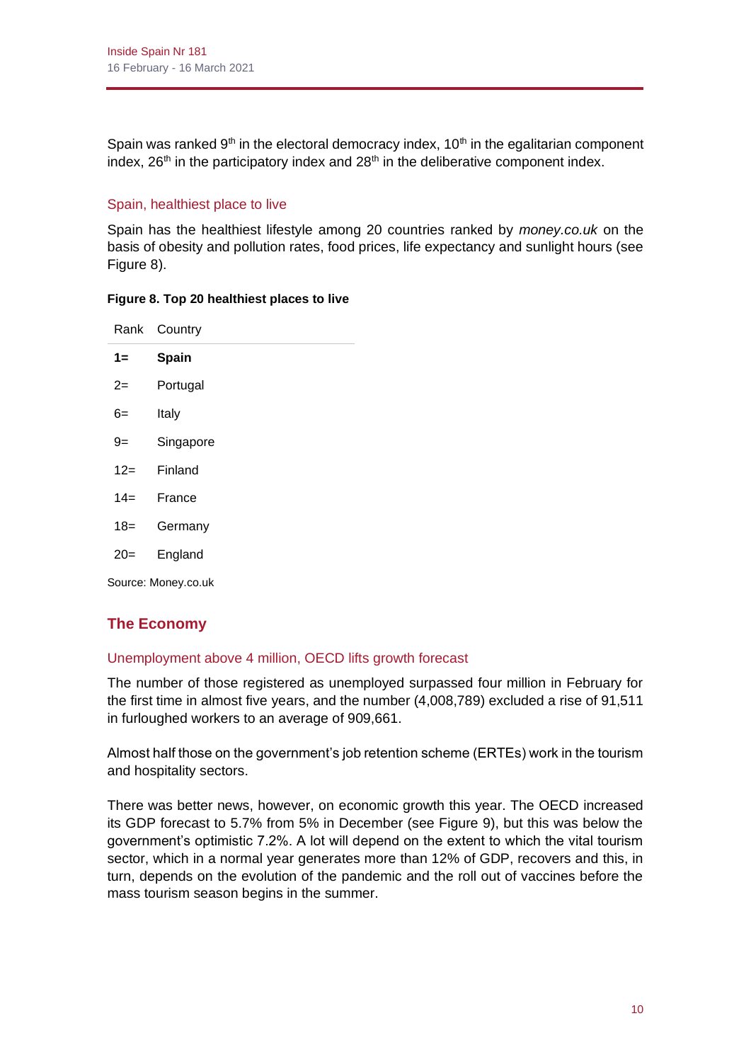Spain was ranked 9th in the electoral democracy index, 10th in the egalitarian component index, 26th in the participatory index and 28th in the deliberative component index.

### Spain, healthiest place to live

Spain has the healthiest lifestyle among 20 countries ranked by *money.co.uk* on the basis of obesity and pollution rates, food prices, life expectancy and sunlight hours (see Figure 8).

**Figure 8. Top 20 healthiest places to live**

| Rank | Country |
|---|---|
| **1=** | **Spain** |
| 2= | Portugal |
| 6= | Italy |
| 9= | Singapore |
| 12= | Finland |
| 14= | France |
| 18= | Germany |
| 20= | England |

Source: Money.co.uk

## The Economy

### Unemployment above 4 million, OECD lifts growth forecast

The number of those registered as unemployed surpassed four million in February for the first time in almost five years, and the number (4,008,789) excluded a rise of 91,511 in furloughed workers to an average of 909,661.

Almost half those on the government's job retention scheme (ERTEs) work in the tourism and hospitality sectors.

There was better news, however, on economic growth this year. The OECD increased its GDP forecast to 5.7% from 5% in December (see Figure 9), but this was below the government's optimistic 7.2%. A lot will depend on the extent to which the vital tourism sector, which in a normal year generates more than 12% of GDP, recovers and this, in turn, depends on the evolution of the pandemic and the roll out of vaccines before the mass tourism season begins in the summer.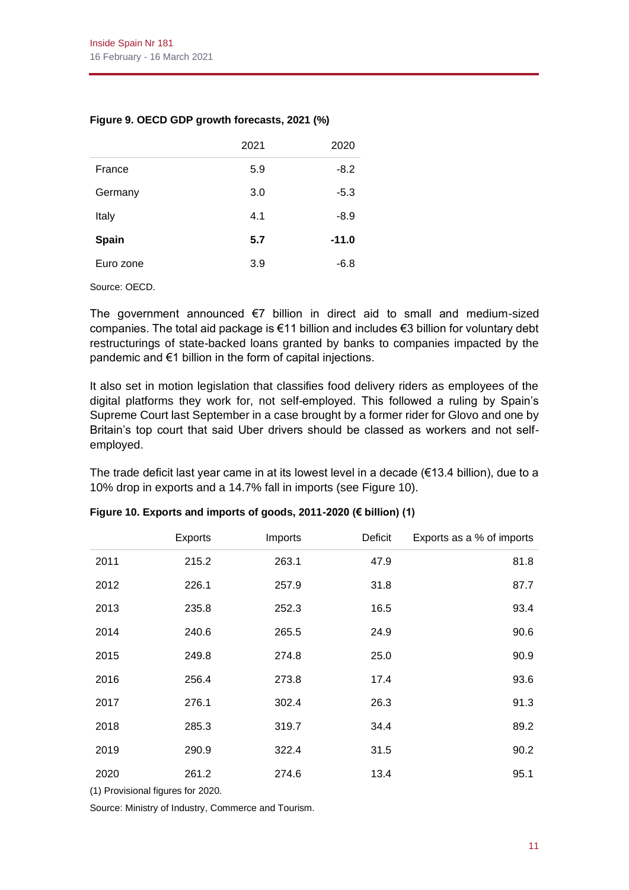**Figure 9. OECD GDP growth forecasts, 2021 (%)**

| | 2021 | 2020 |
|---|---|---|
| France | 5.9 | -8.2 |
| Germany | 3.0 | -5.3 |
| Italy | 4.1 | -8.9 |
| **Spain** | **5.7** | **-11.0** |
| Euro zone | 3.9 | -6.8 |

Source: OECD.

The government announced €7 billion in direct aid to small and medium-sized companies. The total aid package is €11 billion and includes €3 billion for voluntary debt restructurings of state-backed loans granted by banks to companies impacted by the pandemic and €1 billion in the form of capital injections.

It also set in motion legislation that classifies food delivery riders as employees of the digital platforms they work for, not self-employed. This followed a ruling by Spain's Supreme Court last September in a case brought by a former rider for Glovo and one by Britain's top court that said Uber drivers should be classed as workers and not self-employed.

The trade deficit last year came in at its lowest level in a decade (€13.4 billion), due to a 10% drop in exports and a 14.7% fall in imports (see Figure 10).

**Figure 10. Exports and imports of goods, 2011-2020 (€ billion) (1)**

| | Exports | Imports | Deficit | Exports as a % of imports |
|---|---|---|---|---|
| 2011 | 215.2 | 263.1 | 47.9 | 81.8 |
| 2012 | 226.1 | 257.9 | 31.8 | 87.7 |
| 2013 | 235.8 | 252.3 | 16.5 | 93.4 |
| 2014 | 240.6 | 265.5 | 24.9 | 90.6 |
| 2015 | 249.8 | 274.8 | 25.0 | 90.9 |
| 2016 | 256.4 | 273.8 | 17.4 | 93.6 |
| 2017 | 276.1 | 302.4 | 26.3 | 91.3 |
| 2018 | 285.3 | 319.7 | 34.4 | 89.2 |
| 2019 | 290.9 | 322.4 | 31.5 | 90.2 |
| 2020 | 261.2 | 274.6 | 13.4 | 95.1 |

(1) Provisional figures for 2020.

Source: Ministry of Industry, Commerce and Tourism.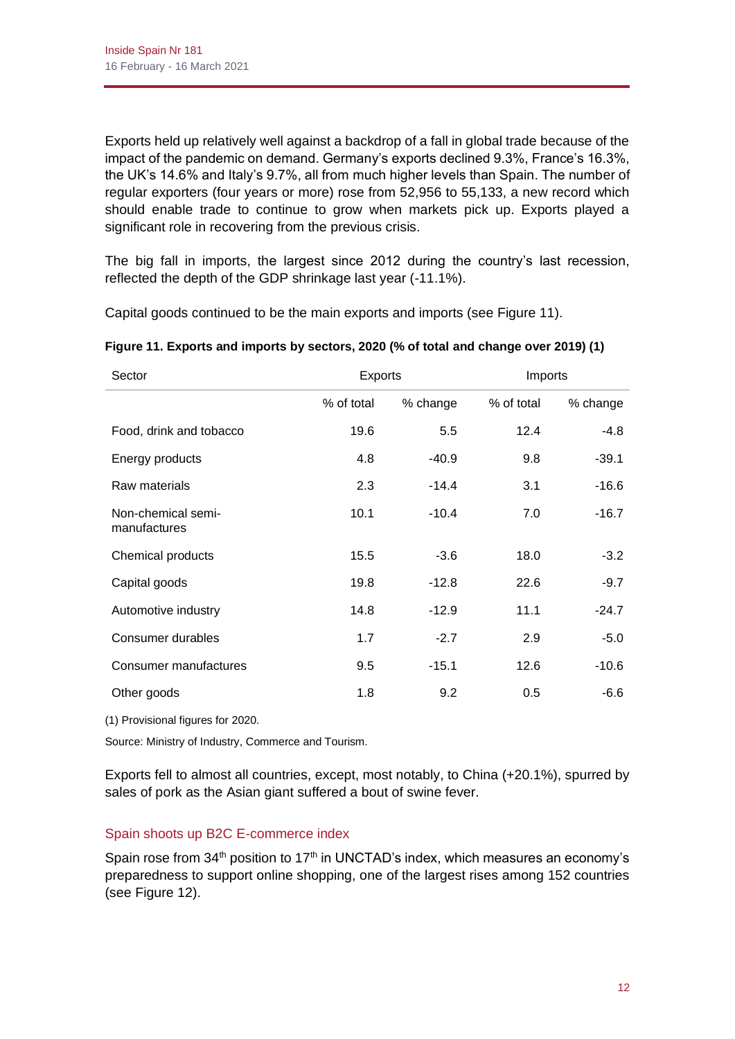Exports held up relatively well against a backdrop of a fall in global trade because of the impact of the pandemic on demand. Germany's exports declined 9.3%, France's 16.3%, the UK's 14.6% and Italy's 9.7%, all from much higher levels than Spain. The number of regular exporters (four years or more) rose from 52,956 to 55,133, a new record which should enable trade to continue to grow when markets pick up. Exports played a significant role in recovering from the previous crisis.

The big fall in imports, the largest since 2012 during the country's last recession, reflected the depth of the GDP shrinkage last year (-11.1%).

Capital goods continued to be the main exports and imports (see Figure 11).

**Figure 11. Exports and imports by sectors, 2020 (% of total and change over 2019) (1)**

| Sector | Exports | | Imports | |
|---|---|---|---|---|
| | % of total | % change | % of total | % change |
| Food, drink and tobacco | 19.6 | 5.5 | 12.4 | -4.8 |
| Energy products | 4.8 | -40.9 | 9.8 | -39.1 |
| Raw materials | 2.3 | -14.4 | 3.1 | -16.6 |
| Non-chemical semi-manufactures | 10.1 | -10.4 | 7.0 | -16.7 |
| Chemical products | 15.5 | -3.6 | 18.0 | -3.2 |
| Capital goods | 19.8 | -12.8 | 22.6 | -9.7 |
| Automotive industry | 14.8 | -12.9 | 11.1 | -24.7 |
| Consumer durables | 1.7 | -2.7 | 2.9 | -5.0 |
| Consumer manufactures | 9.5 | -15.1 | 12.6 | -10.6 |
| Other goods | 1.8 | 9.2 | 0.5 | -6.6 |

(1) Provisional figures for 2020.

Source: Ministry of Industry, Commerce and Tourism.

Exports fell to almost all countries, except, most notably, to China (+20.1%), spurred by sales of pork as the Asian giant suffered a bout of swine fever.

### Spain shoots up B2C E-commerce index

Spain rose from 34th position to 17th in UNCTAD's index, which measures an economy's preparedness to support online shopping, one of the largest rises among 152 countries (see Figure 12).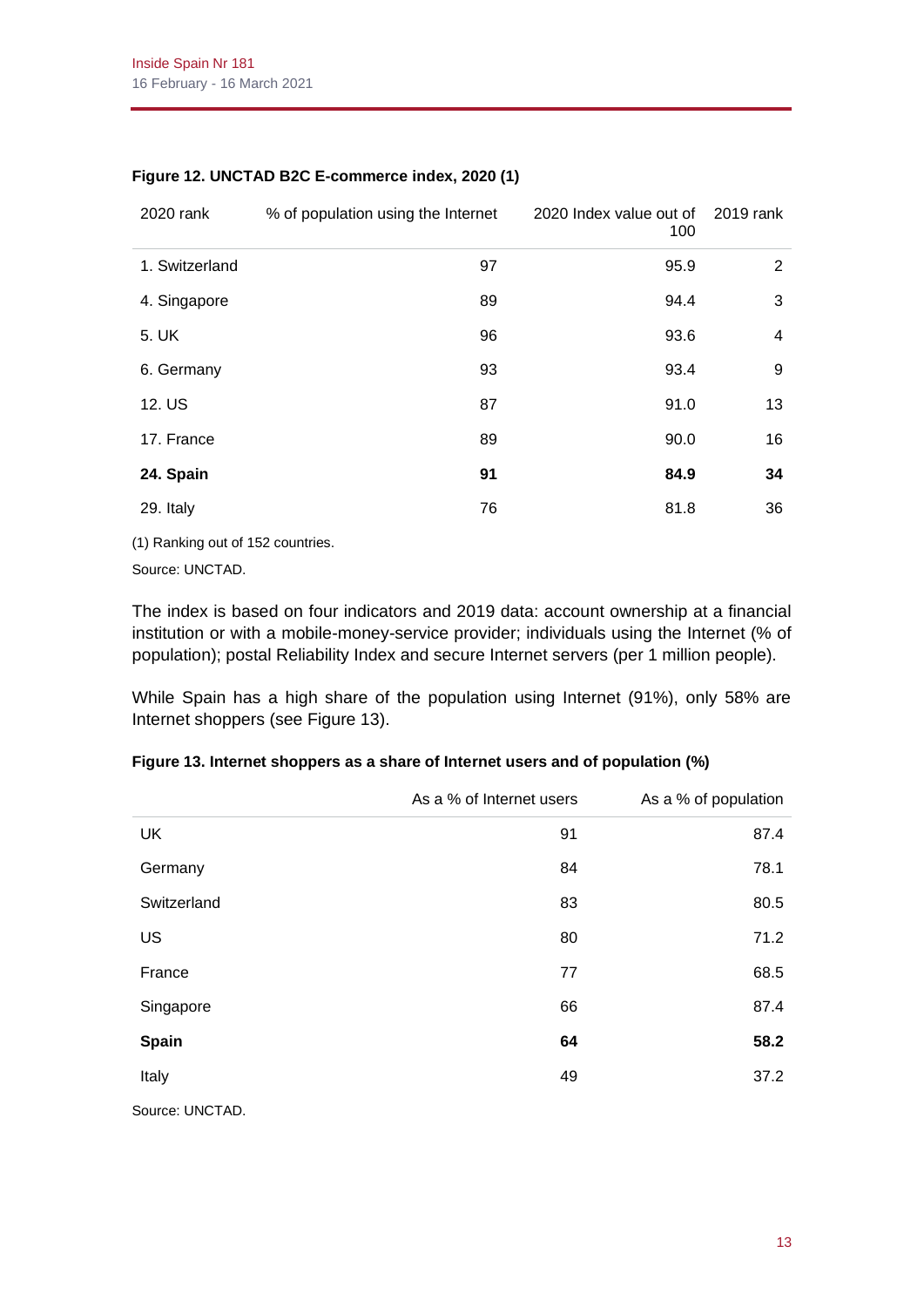**Figure 12. UNCTAD B2C E-commerce index, 2020 (1)**

| 2020 rank | % of population using the Internet | 2020 Index value out of 100 | 2019 rank |
|---|---|---|---|
| 1. Switzerland | 97 | 95.9 | 2 |
| 4. Singapore | 89 | 94.4 | 3 |
| 5. UK | 96 | 93.6 | 4 |
| 6. Germany | 93 | 93.4 | 9 |
| 12. US | 87 | 91.0 | 13 |
| 17. France | 89 | 90.0 | 16 |
| **24. Spain** | **91** | **84.9** | **34** |
| 29. Italy | 76 | 81.8 | 36 |

(1) Ranking out of 152 countries.

Source: UNCTAD.

The index is based on four indicators and 2019 data: account ownership at a financial institution or with a mobile-money-service provider; individuals using the Internet (% of population); postal Reliability Index and secure Internet servers (per 1 million people).

While Spain has a high share of the population using Internet (91%), only 58% are Internet shoppers (see Figure 13).

**Figure 13. Internet shoppers as a share of Internet users and of population (%)**

| | As a % of Internet users | As a % of population |
|---|---|---|
| UK | 91 | 87.4 |
| Germany | 84 | 78.1 |
| Switzerland | 83 | 80.5 |
| US | 80 | 71.2 |
| France | 77 | 68.5 |
| Singapore | 66 | 87.4 |
| **Spain** | **64** | **58.2** |
| Italy | 49 | 37.2 |

Source: UNCTAD.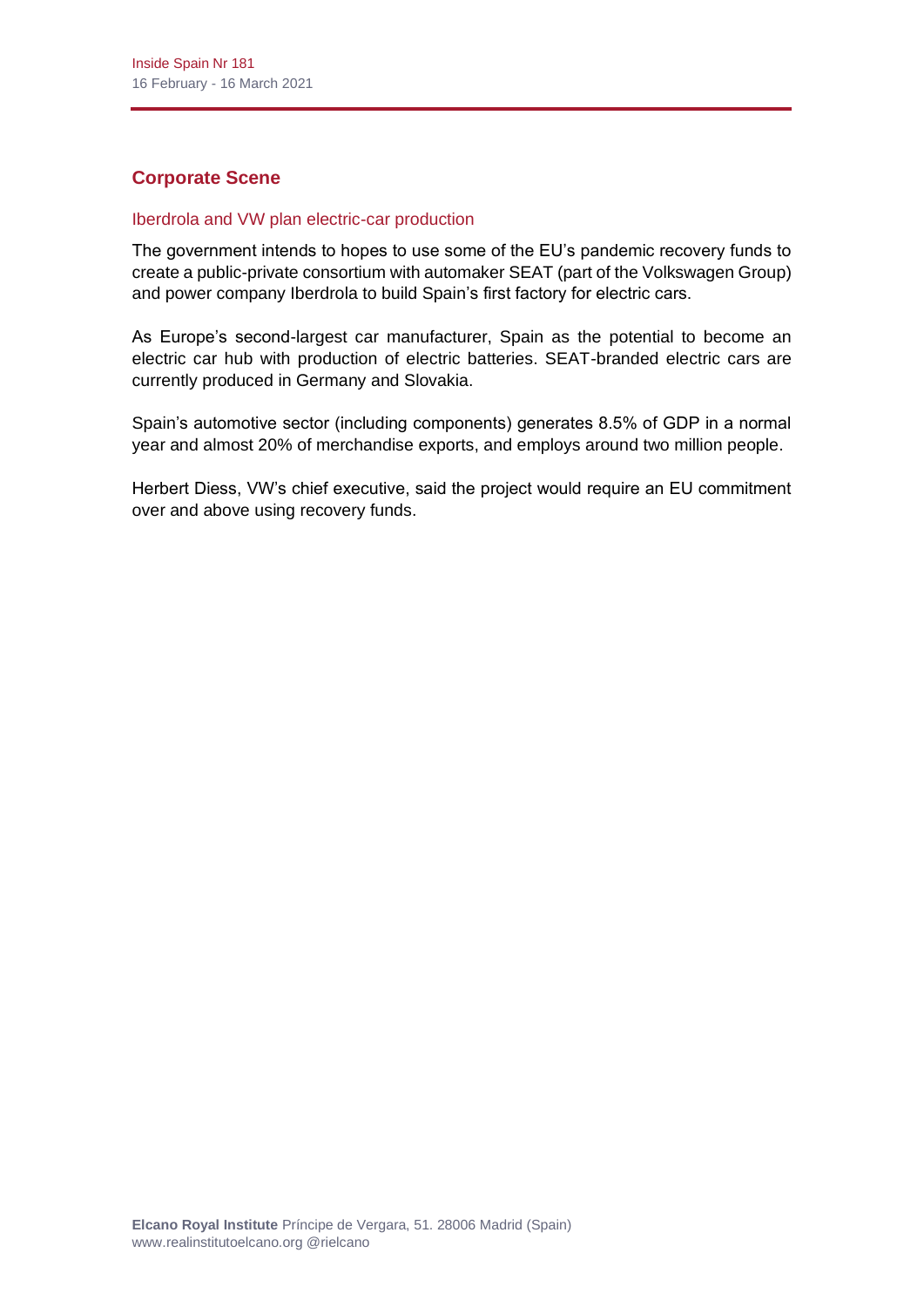## Corporate Scene

### Iberdrola and VW plan electric-car production

The government intends to hopes to use some of the EU's pandemic recovery funds to create a public-private consortium with automaker SEAT (part of the Volkswagen Group) and power company Iberdrola to build Spain's first factory for electric cars.

As Europe's second-largest car manufacturer, Spain as the potential to become an electric car hub with production of electric batteries. SEAT-branded electric cars are currently produced in Germany and Slovakia.

Spain's automotive sector (including components) generates 8.5% of GDP in a normal year and almost 20% of merchandise exports, and employs around two million people.

Herbert Diess, VW's chief executive, said the project would require an EU commitment over and above using recovery funds.